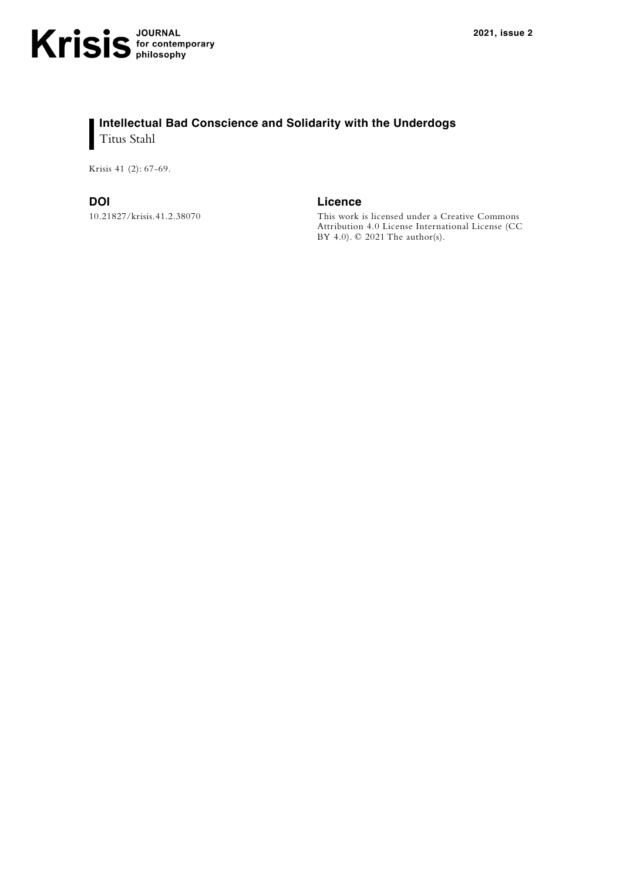# Intellectual Bad Conscience and Solidarity with the Underdogs

Titus Stahl

Krisis 41 (2): 67-69.

**DOI**

10.21827/krisis.41.2.38070

**Licence**

This work is licensed under a Creative Commons Attribution 4.0 License International License (CC BY 4.0). © 2021 The author(s).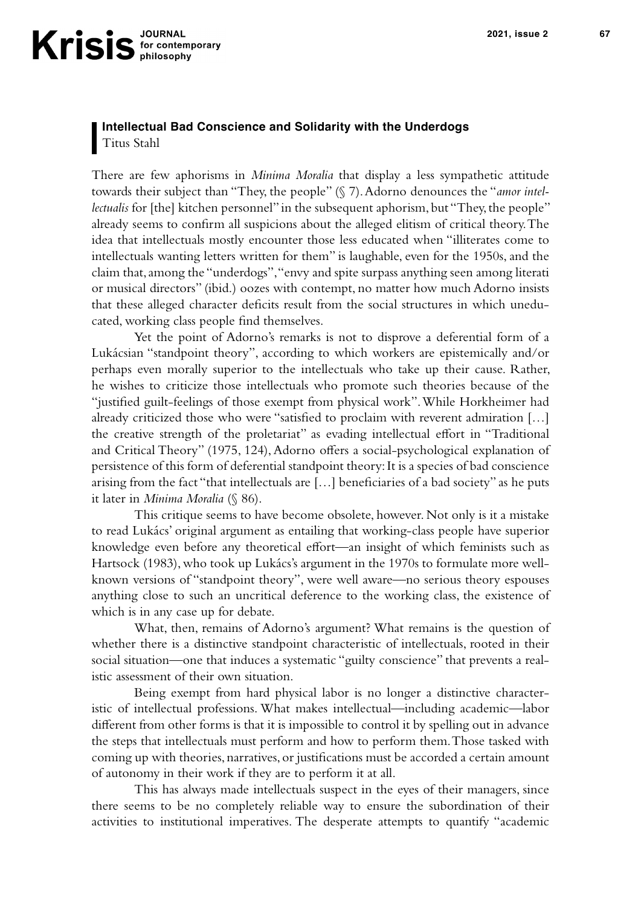## Intellectual Bad Conscience and Solidarity with the Underdogs

Titus Stahl

There are few aphorisms in *Minima Moralia* that display a less sympathetic attitude towards their subject than "They, the people" (§ 7). Adorno denounces the "*amor intellectualis* for [the] kitchen personnel" in the subsequent aphorism, but "They, the people" already seems to confirm all suspicions about the alleged elitism of critical theory. The idea that intellectuals mostly encounter those less educated when "illiterates come to intellectuals wanting letters written for them" is laughable, even for the 1950s, and the claim that, among the "underdogs", "envy and spite surpass anything seen among literati or musical directors" (ibid.) oozes with contempt, no matter how much Adorno insists that these alleged character deficits result from the social structures in which uneducated, working class people find themselves.

Yet the point of Adorno's remarks is not to disprove a deferential form of a Lukácsian "standpoint theory", according to which workers are epistemically and/or perhaps even morally superior to the intellectuals who take up their cause. Rather, he wishes to criticize those intellectuals who promote such theories because of the "justified guilt-feelings of those exempt from physical work". While Horkheimer had already criticized those who were "satisfied to proclaim with reverent admiration […] the creative strength of the proletariat" as evading intellectual effort in "Traditional and Critical Theory" (1975, 124), Adorno offers a social-psychological explanation of persistence of this form of deferential standpoint theory: It is a species of bad conscience arising from the fact "that intellectuals are […] beneficiaries of a bad society" as he puts it later in *Minima Moralia* (§ 86).

This critique seems to have become obsolete, however. Not only is it a mistake to read Lukács' original argument as entailing that working-class people have superior knowledge even before any theoretical effort—an insight of which feminists such as Hartsock (1983), who took up Lukács's argument in the 1970s to formulate more well-known versions of "standpoint theory", were well aware—no serious theory espouses anything close to such an uncritical deference to the working class, the existence of which is in any case up for debate.

What, then, remains of Adorno's argument? What remains is the question of whether there is a distinctive standpoint characteristic of intellectuals, rooted in their social situation—one that induces a systematic "guilty conscience" that prevents a realistic assessment of their own situation.

Being exempt from hard physical labor is no longer a distinctive characteristic of intellectual professions. What makes intellectual—including academic—labor different from other forms is that it is impossible to control it by spelling out in advance the steps that intellectuals must perform and how to perform them. Those tasked with coming up with theories, narratives, or justifications must be accorded a certain amount of autonomy in their work if they are to perform it at all.

This has always made intellectuals suspect in the eyes of their managers, since there seems to be no completely reliable way to ensure the subordination of their activities to institutional imperatives. The desperate attempts to quantify "academic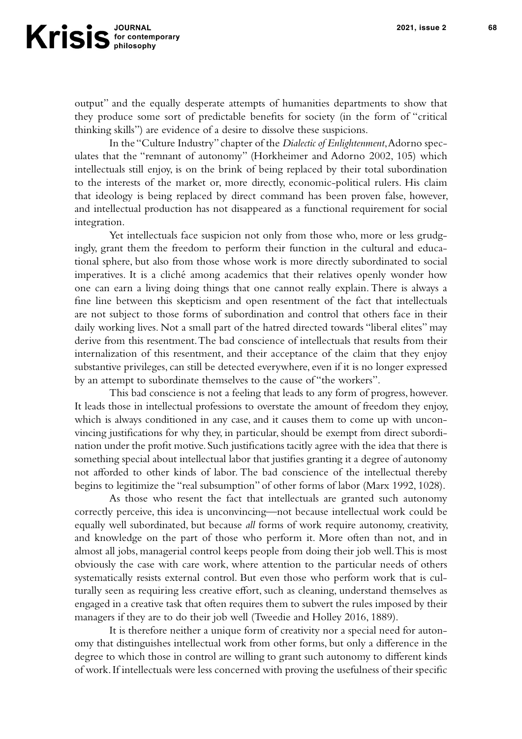output" and the equally desperate attempts of humanities departments to show that they produce some sort of predictable benefits for society (in the form of "critical thinking skills") are evidence of a desire to dissolve these suspicions.

In the "Culture Industry" chapter of the *Dialectic of Enlightenment*, Adorno speculates that the "remnant of autonomy" (Horkheimer and Adorno 2002, 105) which intellectuals still enjoy, is on the brink of being replaced by their total subordination to the interests of the market or, more directly, economic-political rulers. His claim that ideology is being replaced by direct command has been proven false, however, and intellectual production has not disappeared as a functional requirement for social integration.

Yet intellectuals face suspicion not only from those who, more or less grudgingly, grant them the freedom to perform their function in the cultural and educational sphere, but also from those whose work is more directly subordinated to social imperatives. It is a cliché among academics that their relatives openly wonder how one can earn a living doing things that one cannot really explain. There is always a fine line between this skepticism and open resentment of the fact that intellectuals are not subject to those forms of subordination and control that others face in their daily working lives. Not a small part of the hatred directed towards "liberal elites" may derive from this resentment. The bad conscience of intellectuals that results from their internalization of this resentment, and their acceptance of the claim that they enjoy substantive privileges, can still be detected everywhere, even if it is no longer expressed by an attempt to subordinate themselves to the cause of "the workers".

This bad conscience is not a feeling that leads to any form of progress, however. It leads those in intellectual professions to overstate the amount of freedom they enjoy, which is always conditioned in any case, and it causes them to come up with unconvincing justifications for why they, in particular, should be exempt from direct subordination under the profit motive. Such justifications tacitly agree with the idea that there is something special about intellectual labor that justifies granting it a degree of autonomy not afforded to other kinds of labor. The bad conscience of the intellectual thereby begins to legitimize the "real subsumption" of other forms of labor (Marx 1992, 1028).

As those who resent the fact that intellectuals are granted such autonomy correctly perceive, this idea is unconvincing—not because intellectual work could be equally well subordinated, but because *all* forms of work require autonomy, creativity, and knowledge on the part of those who perform it. More often than not, and in almost all jobs, managerial control keeps people from doing their job well. This is most obviously the case with care work, where attention to the particular needs of others systematically resists external control. But even those who perform work that is culturally seen as requiring less creative effort, such as cleaning, understand themselves as engaged in a creative task that often requires them to subvert the rules imposed by their managers if they are to do their job well (Tweedie and Holley 2016, 1889).

It is therefore neither a unique form of creativity nor a special need for autonomy that distinguishes intellectual work from other forms, but only a difference in the degree to which those in control are willing to grant such autonomy to different kinds of work. If intellectuals were less concerned with proving the usefulness of their specific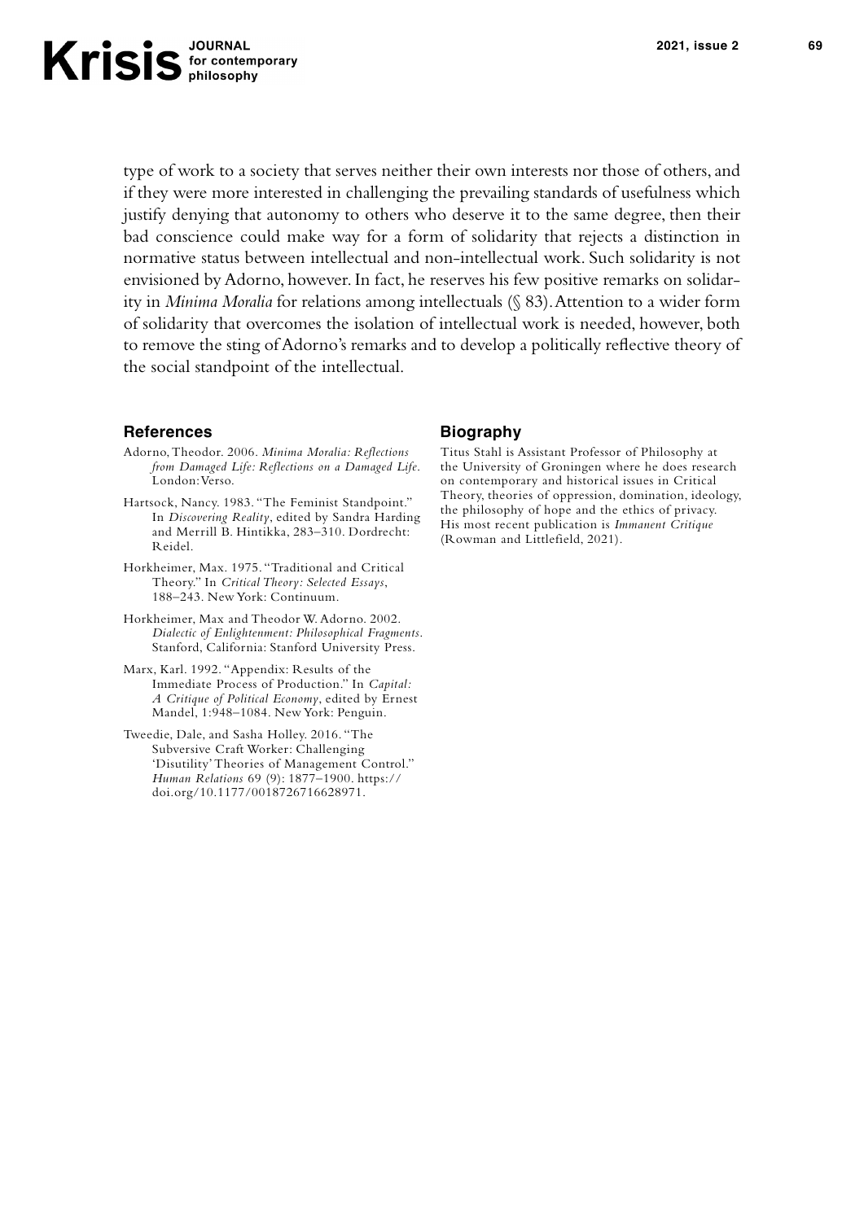type of work to a society that serves neither their own interests nor those of others, and if they were more interested in challenging the prevailing standards of usefulness which justify denying that autonomy to others who deserve it to the same degree, then their bad conscience could make way for a form of solidarity that rejects a distinction in normative status between intellectual and non-intellectual work. Such solidarity is not envisioned by Adorno, however. In fact, he reserves his few positive remarks on solidarity in *Minima Moralia* for relations among intellectuals (§ 83). Attention to a wider form of solidarity that overcomes the isolation of intellectual work is needed, however, both to remove the sting of Adorno's remarks and to develop a politically reflective theory of the social standpoint of the intellectual.

## References

Adorno, Theodor. 2006. *Minima Moralia: Reflections from Damaged Life: Reflections on a Damaged Life*. London: Verso.

Hartsock, Nancy. 1983. "The Feminist Standpoint." In *Discovering Reality*, edited by Sandra Harding and Merrill B. Hintikka, 283–310. Dordrecht: Reidel.

Horkheimer, Max. 1975. "Traditional and Critical Theory." In *Critical Theory: Selected Essays*, 188–243. New York: Continuum.

Horkheimer, Max and Theodor W. Adorno. 2002. *Dialectic of Enlightenment: Philosophical Fragments*. Stanford, California: Stanford University Press.

Marx, Karl. 1992. "Appendix: Results of the Immediate Process of Production." In *Capital: A Critique of Political Economy*, edited by Ernest Mandel, 1:948–1084. New York: Penguin.

Tweedie, Dale, and Sasha Holley. 2016. "The Subversive Craft Worker: Challenging 'Disutility' Theories of Management Control." *Human Relations* 69 (9): 1877–1900. https://doi.org/10.1177/0018726716628971.

## Biography

Titus Stahl is Assistant Professor of Philosophy at the University of Groningen where he does research on contemporary and historical issues in Critical Theory, theories of oppression, domination, ideology, the philosophy of hope and the ethics of privacy. His most recent publication is *Immanent Critique* (Rowman and Littlefield, 2021).